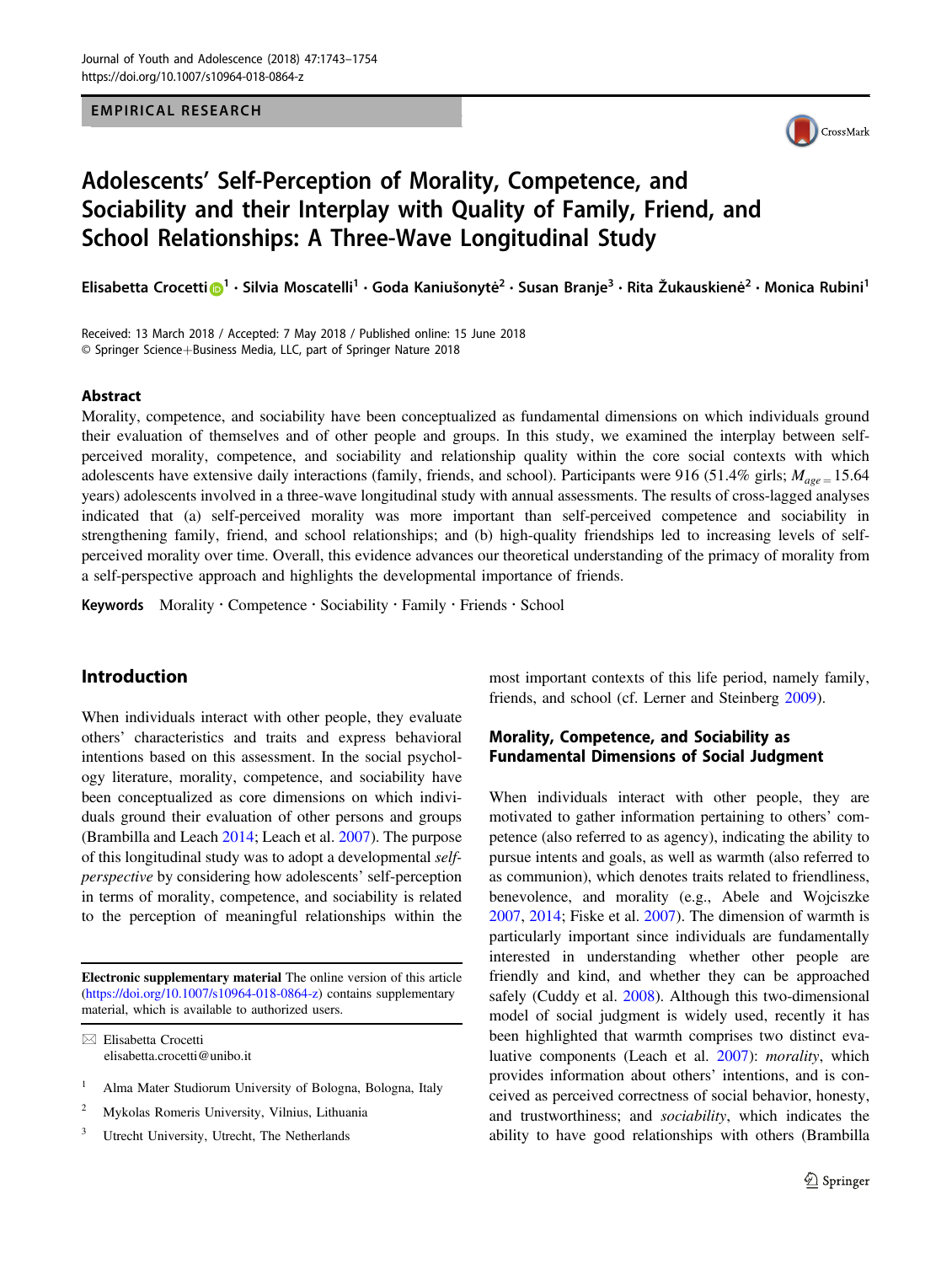EMPIRICAL RESEARCH

# Adolescents' Self-Perception of Morality, Competence, and Sociability and their Interplay with Quality of Family, Friend, and School Relationships: A Three-Wave Longitudinal Study

Elisabetta Crocetti[1] · Silvia Moscatelli[1] · Goda Kaniušonytė[2] · Susan Branje[3] · Rita Žukauskienė[2] · Monica Rubini[1]

Received: 13 March 2018 / Accepted: 7 May 2018 / Published online: 15 June 2018
© Springer Science+Business Media, LLC, part of Springer Nature 2018

## Abstract

Morality, competence, and sociability have been conceptualized as fundamental dimensions on which individuals ground their evaluation of themselves and of other people and groups. In this study, we examined the interplay between self-perceived morality, competence, and sociability and relationship quality within the core social contexts with which adolescents have extensive daily interactions (family, friends, and school). Participants were 916 (51.4% girls; $M_{age} = 15.64$ years) adolescents involved in a three-wave longitudinal study with annual assessments. The results of cross-lagged analyses indicated that (a) self-perceived morality was more important than self-perceived competence and sociability in strengthening family, friend, and school relationships; and (b) high-quality friendships led to increasing levels of self-perceived morality over time. Overall, this evidence advances our theoretical understanding of the primacy of morality from a self-perspective approach and highlights the developmental importance of friends.

**Keywords** Morality · Competence · Sociability · Family · Friends · School

## Introduction

When individuals interact with other people, they evaluate others' characteristics and traits and express behavioral intentions based on this assessment. In the social psychology literature, morality, competence, and sociability have been conceptualized as core dimensions on which individuals ground their evaluation of other persons and groups (Brambilla and Leach 2014; Leach et al. 2007). The purpose of this longitudinal study was to adopt a developmental *self-perspective* by considering how adolescents' self-perception in terms of morality, competence, and sociability is related to the perception of meaningful relationships within the most important contexts of this life period, namely family, friends, and school (cf. Lerner and Steinberg 2009).

### Morality, Competence, and Sociability as Fundamental Dimensions of Social Judgment

When individuals interact with other people, they are motivated to gather information pertaining to others' competence (also referred to as agency), indicating the ability to pursue intents and goals, as well as warmth (also referred to as communion), which denotes traits related to friendliness, benevolence, and morality (e.g., Abele and Wojciszke 2007, 2014; Fiske et al. 2007). The dimension of warmth is particularly important since individuals are fundamentally interested in understanding whether other people are friendly and kind, and whether they can be approached safely (Cuddy et al. 2008). Although this two-dimensional model of social judgment is widely used, recently it has been highlighted that warmth comprises two distinct evaluative components (Leach et al. 2007): *morality*, which provides information about others' intentions, and is conceived as perceived correctness of social behavior, honesty, and trustworthiness; and *sociability*, which indicates the ability to have good relationships with others (Brambilla

---

**Electronic supplementary material** The online version of this article (https://doi.org/10.1007/s10964-018-0864-z) contains supplementary material, which is available to authorized users.

✉ Elisabetta Crocetti
elisabetta.crocetti@unibo.it

[1] Alma Mater Studiorum University of Bologna, Bologna, Italy

[2] Mykolas Romeris University, Vilnius, Lithuania

[3] Utrecht University, Utrecht, The Netherlands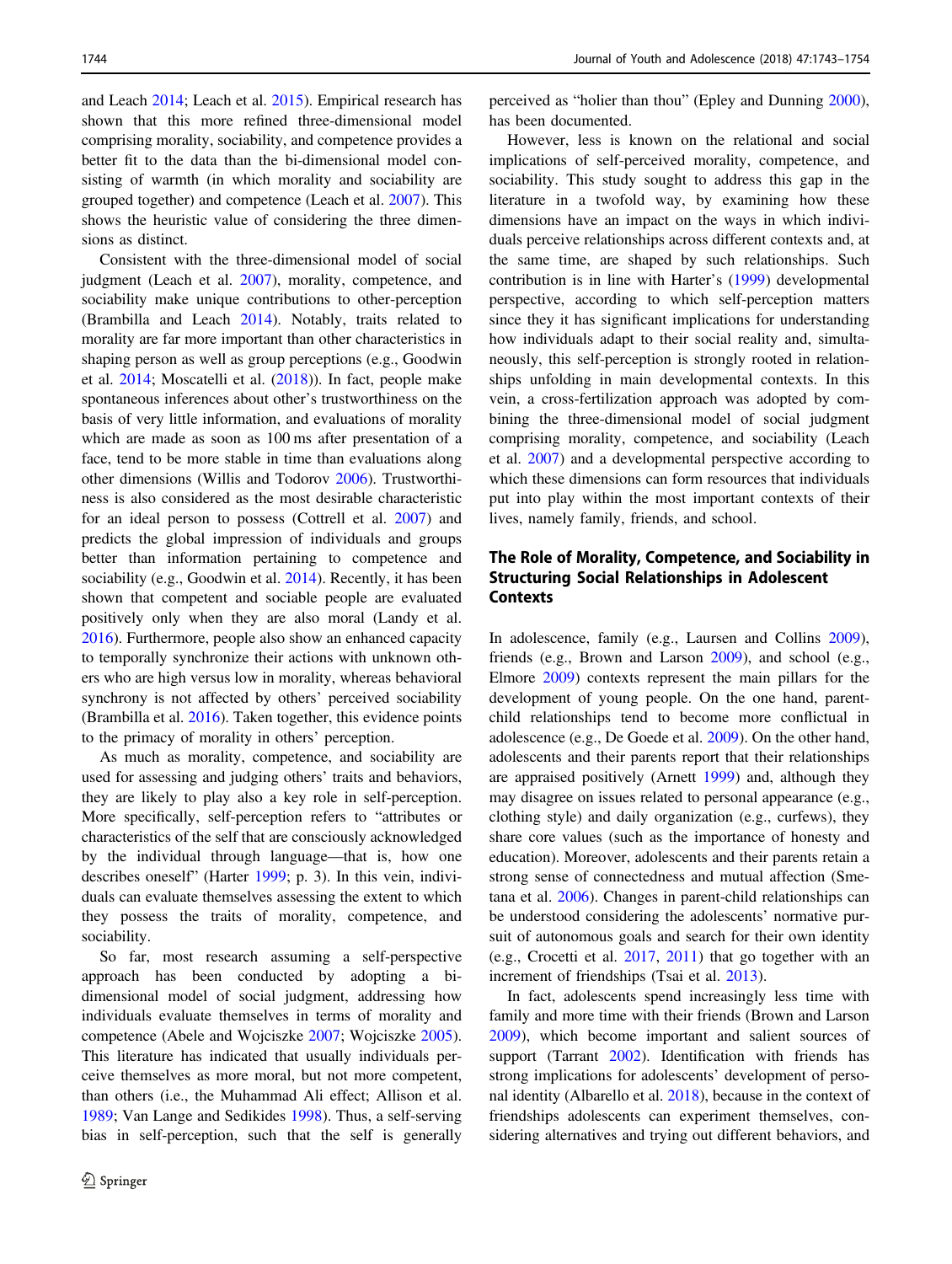and Leach 2014; Leach et al. 2015). Empirical research has shown that this more refined three-dimensional model comprising morality, sociability, and competence provides a better fit to the data than the bi-dimensional model consisting of warmth (in which morality and sociability are grouped together) and competence (Leach et al. 2007). This shows the heuristic value of considering the three dimensions as distinct.

Consistent with the three-dimensional model of social judgment (Leach et al. 2007), morality, competence, and sociability make unique contributions to other-perception (Brambilla and Leach 2014). Notably, traits related to morality are far more important than other characteristics in shaping person as well as group perceptions (e.g., Goodwin et al. 2014; Moscatelli et al. (2018)). In fact, people make spontaneous inferences about other's trustworthiness on the basis of very little information, and evaluations of morality which are made as soon as 100 ms after presentation of a face, tend to be more stable in time than evaluations along other dimensions (Willis and Todorov 2006). Trustworthiness is also considered as the most desirable characteristic for an ideal person to possess (Cottrell et al. 2007) and predicts the global impression of individuals and groups better than information pertaining to competence and sociability (e.g., Goodwin et al. 2014). Recently, it has been shown that competent and sociable people are evaluated positively only when they are also moral (Landy et al. 2016). Furthermore, people also show an enhanced capacity to temporally synchronize their actions with unknown others who are high versus low in morality, whereas behavioral synchrony is not affected by others' perceived sociability (Brambilla et al. 2016). Taken together, this evidence points to the primacy of morality in others' perception.

As much as morality, competence, and sociability are used for assessing and judging others' traits and behaviors, they are likely to play also a key role in self-perception. More specifically, self-perception refers to "attributes or characteristics of the self that are consciously acknowledged by the individual through language—that is, how one describes oneself" (Harter 1999; p. 3). In this vein, individuals can evaluate themselves assessing the extent to which they possess the traits of morality, competence, and sociability.

So far, most research assuming a self-perspective approach has been conducted by adopting a bi-dimensional model of social judgment, addressing how individuals evaluate themselves in terms of morality and competence (Abele and Wojciszke 2007; Wojciszke 2005). This literature has indicated that usually individuals perceive themselves as more moral, but not more competent, than others (i.e., the Muhammad Ali effect; Allison et al. 1989; Van Lange and Sedikides 1998). Thus, a self-serving bias in self-perception, such that the self is generally perceived as "holier than thou" (Epley and Dunning 2000), has been documented.

However, less is known on the relational and social implications of self-perceived morality, competence, and sociability. This study sought to address this gap in the literature in a twofold way, by examining how these dimensions have an impact on the ways in which individuals perceive relationships across different contexts and, at the same time, are shaped by such relationships. Such contribution is in line with Harter's (1999) developmental perspective, according to which self-perception matters since they it has significant implications for understanding how individuals adapt to their social reality and, simultaneously, this self-perception is strongly rooted in relationships unfolding in main developmental contexts. In this vein, a cross-fertilization approach was adopted by combining the three-dimensional model of social judgment comprising morality, competence, and sociability (Leach et al. 2007) and a developmental perspective according to which these dimensions can form resources that individuals put into play within the most important contexts of their lives, namely family, friends, and school.

## The Role of Morality, Competence, and Sociability in Structuring Social Relationships in Adolescent Contexts

In adolescence, family (e.g., Laursen and Collins 2009), friends (e.g., Brown and Larson 2009), and school (e.g., Elmore 2009) contexts represent the main pillars for the development of young people. On the one hand, parent-child relationships tend to become more conflictual in adolescence (e.g., De Goede et al. 2009). On the other hand, adolescents and their parents report that their relationships are appraised positively (Arnett 1999) and, although they may disagree on issues related to personal appearance (e.g., clothing style) and daily organization (e.g., curfews), they share core values (such as the importance of honesty and education). Moreover, adolescents and their parents retain a strong sense of connectedness and mutual affection (Smetana et al. 2006). Changes in parent-child relationships can be understood considering the adolescents' normative pursuit of autonomous goals and search for their own identity (e.g., Crocetti et al. 2017, 2011) that go together with an increment of friendships (Tsai et al. 2013).

In fact, adolescents spend increasingly less time with family and more time with their friends (Brown and Larson 2009), which become important and salient sources of support (Tarrant 2002). Identification with friends has strong implications for adolescents' development of personal identity (Albarello et al. 2018), because in the context of friendships adolescents can experiment themselves, considering alternatives and trying out different behaviors, and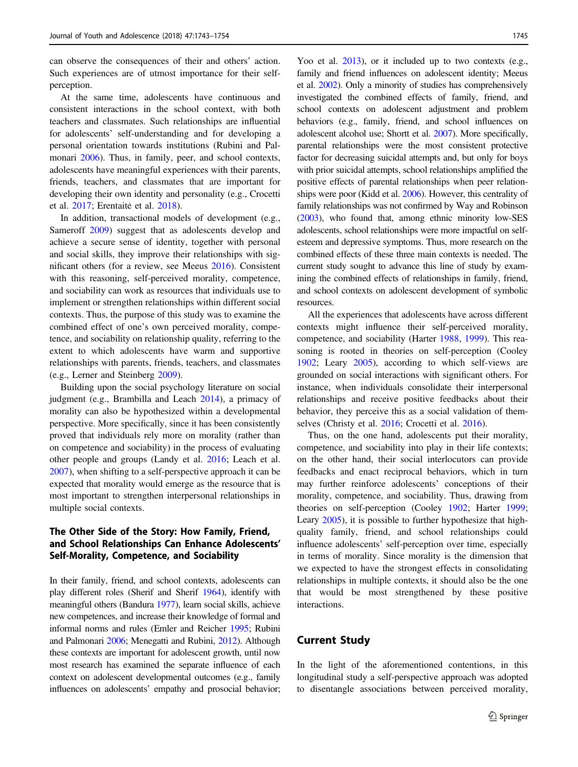can observe the consequences of their and others' action. Such experiences are of utmost importance for their self-perception.

At the same time, adolescents have continuous and consistent interactions in the school context, with both teachers and classmates. Such relationships are influential for adolescents' self-understanding and for developing a personal orientation towards institutions (Rubini and Palmonari 2006). Thus, in family, peer, and school contexts, adolescents have meaningful experiences with their parents, friends, teachers, and classmates that are important for developing their own identity and personality (e.g., Crocetti et al. 2017; Erentaitė et al. 2018).

In addition, transactional models of development (e.g., Sameroff 2009) suggest that as adolescents develop and achieve a secure sense of identity, together with personal and social skills, they improve their relationships with significant others (for a review, see Meeus 2016). Consistent with this reasoning, self-perceived morality, competence, and sociability can work as resources that individuals use to implement or strengthen relationships within different social contexts. Thus, the purpose of this study was to examine the combined effect of one's own perceived morality, competence, and sociability on relationship quality, referring to the extent to which adolescents have warm and supportive relationships with parents, friends, teachers, and classmates (e.g., Lerner and Steinberg 2009).

Building upon the social psychology literature on social judgment (e.g., Brambilla and Leach 2014), a primacy of morality can also be hypothesized within a developmental perspective. More specifically, since it has been consistently proved that individuals rely more on morality (rather than on competence and sociability) in the process of evaluating other people and groups (Landy et al. 2016; Leach et al. 2007), when shifting to a self-perspective approach it can be expected that morality would emerge as the resource that is most important to strengthen interpersonal relationships in multiple social contexts.

## The Other Side of the Story: How Family, Friend, and School Relationships Can Enhance Adolescents' Self-Morality, Competence, and Sociability

In their family, friend, and school contexts, adolescents can play different roles (Sherif and Sherif 1964), identify with meaningful others (Bandura 1977), learn social skills, achieve new competences, and increase their knowledge of formal and informal norms and rules (Emler and Reicher 1995; Rubini and Palmonari 2006; Menegatti and Rubini, 2012). Although these contexts are important for adolescent growth, until now most research has examined the separate influence of each context on adolescent developmental outcomes (e.g., family influences on adolescents' empathy and prosocial behavior; Yoo et al. 2013), or it included up to two contexts (e.g., family and friend influences on adolescent identity; Meeus et al. 2002). Only a minority of studies has comprehensively investigated the combined effects of family, friend, and school contexts on adolescent adjustment and problem behaviors (e.g., family, friend, and school influences on adolescent alcohol use; Shortt et al. 2007). More specifically, parental relationships were the most consistent protective factor for decreasing suicidal attempts and, but only for boys with prior suicidal attempts, school relationships amplified the positive effects of parental relationships when peer relationships were poor (Kidd et al. 2006). However, this centrality of family relationships was not confirmed by Way and Robinson (2003), who found that, among ethnic minority low-SES adolescents, school relationships were more impactful on self-esteem and depressive symptoms. Thus, more research on the combined effects of these three main contexts is needed. The current study sought to advance this line of study by examining the combined effects of relationships in family, friend, and school contexts on adolescent development of symbolic resources.

All the experiences that adolescents have across different contexts might influence their self-perceived morality, competence, and sociability (Harter 1988, 1999). This reasoning is rooted in theories on self-perception (Cooley 1902; Leary 2005), according to which self-views are grounded on social interactions with significant others. For instance, when individuals consolidate their interpersonal relationships and receive positive feedbacks about their behavior, they perceive this as a social validation of themselves (Christy et al. 2016; Crocetti et al. 2016).

Thus, on the one hand, adolescents put their morality, competence, and sociability into play in their life contexts; on the other hand, their social interlocutors can provide feedbacks and enact reciprocal behaviors, which in turn may further reinforce adolescents' conceptions of their morality, competence, and sociability. Thus, drawing from theories on self-perception (Cooley 1902; Harter 1999; Leary 2005), it is possible to further hypothesize that high-quality family, friend, and school relationships could influence adolescents' self-perception over time, especially in terms of morality. Since morality is the dimension that we expected to have the strongest effects in consolidating relationships in multiple contexts, it should also be the one that would be most strengthened by these positive interactions.

## Current Study

In the light of the aforementioned contentions, in this longitudinal study a self-perspective approach was adopted to disentangle associations between perceived morality,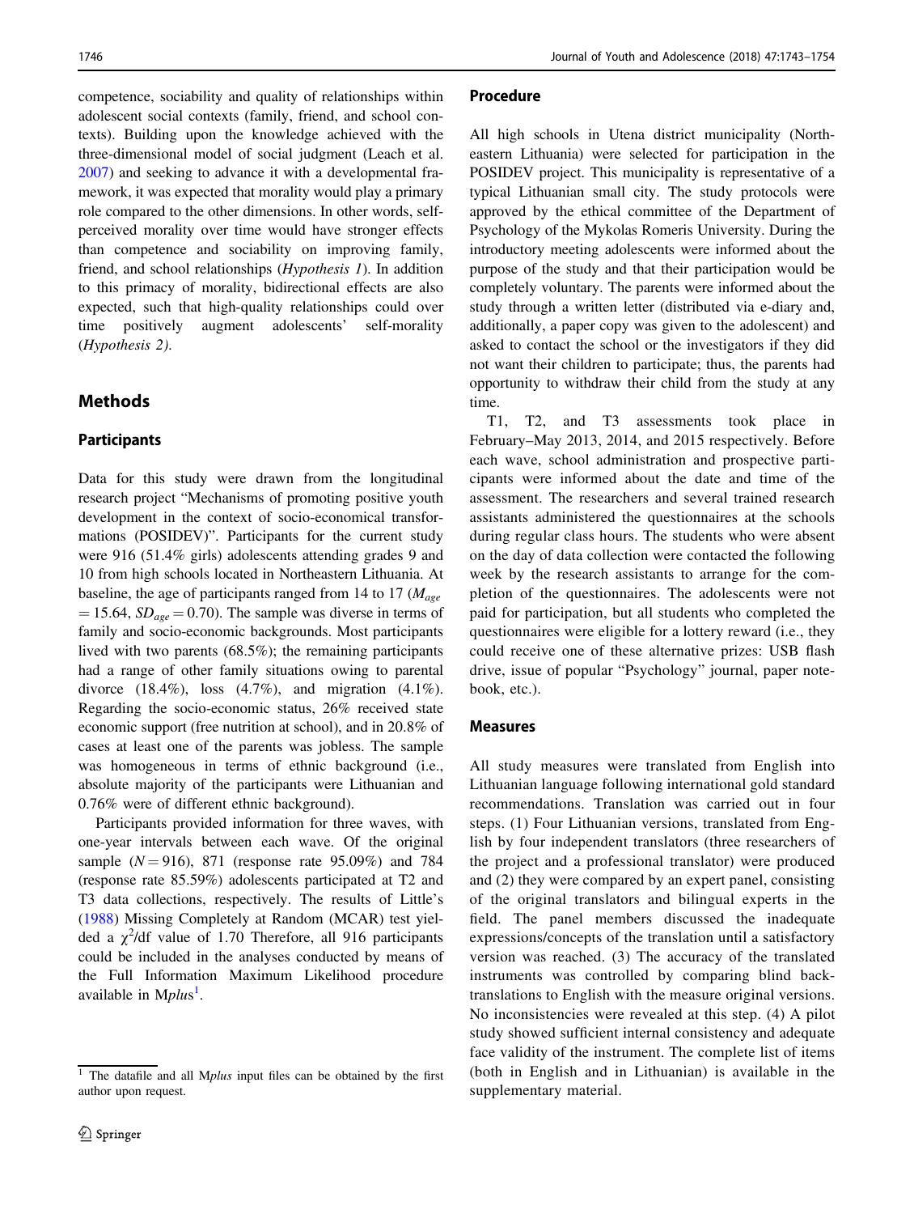competence, sociability and quality of relationships within adolescent social contexts (family, friend, and school contexts). Building upon the knowledge achieved with the three-dimensional model of social judgment (Leach et al. 2007) and seeking to advance it with a developmental framework, it was expected that morality would play a primary role compared to the other dimensions. In other words, self-perceived morality over time would have stronger effects than competence and sociability on improving family, friend, and school relationships (*Hypothesis 1*). In addition to this primacy of morality, bidirectional effects are also expected, such that high-quality relationships could over time positively augment adolescents' self-morality (*Hypothesis 2)*.

## Methods

### Participants

Data for this study were drawn from the longitudinal research project "Mechanisms of promoting positive youth development in the context of socio-economical transformations (POSIDEV)". Participants for the current study were 916 (51.4% girls) adolescents attending grades 9 and 10 from high schools located in Northeastern Lithuania. At baseline, the age of participants ranged from 14 to 17 ($M_{age} = 15.64$, $SD_{age} = 0.70$). The sample was diverse in terms of family and socio-economic backgrounds. Most participants lived with two parents (68.5%); the remaining participants had a range of other family situations owing to parental divorce (18.4%), loss (4.7%), and migration (4.1%). Regarding the socio-economic status, 26% received state economic support (free nutrition at school), and in 20.8% of cases at least one of the parents was jobless. The sample was homogeneous in terms of ethnic background (i.e., absolute majority of the participants were Lithuanian and 0.76% were of different ethnic background).

Participants provided information for three waves, with one-year intervals between each wave. Of the original sample ($N = 916$), 871 (response rate 95.09%) and 784 (response rate 85.59%) adolescents participated at T2 and T3 data collections, respectively. The results of Little's (1988) Missing Completely at Random (MCAR) test yielded a $\chi^2$/df value of 1.70 Therefore, all 916 participants could be included in the analyses conducted by means of the Full Information Maximum Likelihood procedure available in M*plus*[1].

[1] The datafile and all M*plus* input files can be obtained by the first author upon request.

### Procedure

All high schools in Utena district municipality (Northeastern Lithuania) were selected for participation in the POSIDEV project. This municipality is representative of a typical Lithuanian small city. The study protocols were approved by the ethical committee of the Department of Psychology of the Mykolas Romeris University. During the introductory meeting adolescents were informed about the purpose of the study and that their participation would be completely voluntary. The parents were informed about the study through a written letter (distributed via e-diary and, additionally, a paper copy was given to the adolescent) and asked to contact the school or the investigators if they did not want their children to participate; thus, the parents had opportunity to withdraw their child from the study at any time.

T1, T2, and T3 assessments took place in February–May 2013, 2014, and 2015 respectively. Before each wave, school administration and prospective participants were informed about the date and time of the assessment. The researchers and several trained research assistants administered the questionnaires at the schools during regular class hours. The students who were absent on the day of data collection were contacted the following week by the research assistants to arrange for the completion of the questionnaires. The adolescents were not paid for participation, but all students who completed the questionnaires were eligible for a lottery reward (i.e., they could receive one of these alternative prizes: USB flash drive, issue of popular "Psychology" journal, paper notebook, etc.).

### Measures

All study measures were translated from English into Lithuanian language following international gold standard recommendations. Translation was carried out in four steps. (1) Four Lithuanian versions, translated from English by four independent translators (three researchers of the project and a professional translator) were produced and (2) they were compared by an expert panel, consisting of the original translators and bilingual experts in the field. The panel members discussed the inadequate expressions/concepts of the translation until a satisfactory version was reached. (3) The accuracy of the translated instruments was controlled by comparing blind back-translations to English with the measure original versions. No inconsistencies were revealed at this step. (4) A pilot study showed sufficient internal consistency and adequate face validity of the instrument. The complete list of items (both in English and in Lithuanian) is available in the supplementary material.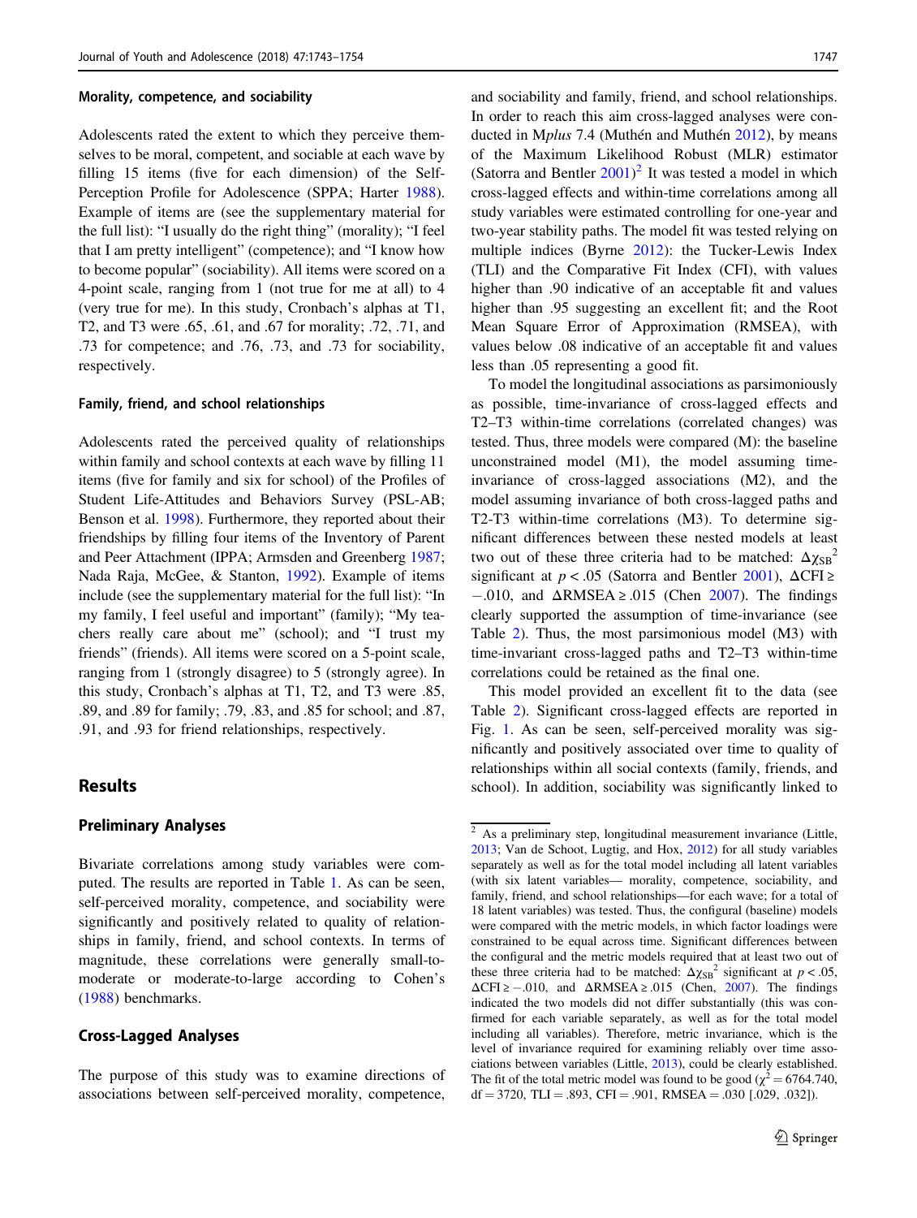### Morality, competence, and sociability

Adolescents rated the extent to which they perceive themselves to be moral, competent, and sociable at each wave by filling 15 items (five for each dimension) of the Self-Perception Profile for Adolescence (SPPA; Harter 1988). Example of items are (see the supplementary material for the full list): "I usually do the right thing" (morality); "I feel that I am pretty intelligent" (competence); and "I know how to become popular" (sociability). All items were scored on a 4-point scale, ranging from 1 (not true for me at all) to 4 (very true for me). In this study, Cronbach's alphas at T1, T2, and T3 were .65, .61, and .67 for morality; .72, .71, and .73 for competence; and .76, .73, and .73 for sociability, respectively.

### Family, friend, and school relationships

Adolescents rated the perceived quality of relationships within family and school contexts at each wave by filling 11 items (five for family and six for school) of the Profiles of Student Life-Attitudes and Behaviors Survey (PSL-AB; Benson et al. 1998). Furthermore, they reported about their friendships by filling four items of the Inventory of Parent and Peer Attachment (IPPA; Armsden and Greenberg 1987; Nada Raja, McGee, & Stanton, 1992). Example of items include (see the supplementary material for the full list): "In my family, I feel useful and important" (family); "My teachers really care about me" (school); and "I trust my friends" (friends). All items were scored on a 5-point scale, ranging from 1 (strongly disagree) to 5 (strongly agree). In this study, Cronbach's alphas at T1, T2, and T3 were .85, .89, and .89 for family; .79, .83, and .85 for school; and .87, .91, and .93 for friend relationships, respectively.

## Results

### Preliminary Analyses

Bivariate correlations among study variables were computed. The results are reported in Table 1. As can be seen, self-perceived morality, competence, and sociability were significantly and positively related to quality of relationships in family, friend, and school contexts. In terms of magnitude, these correlations were generally small-to-moderate or moderate-to-large according to Cohen's (1988) benchmarks.

### Cross-Lagged Analyses

The purpose of this study was to examine directions of associations between self-perceived morality, competence, and sociability and family, friend, and school relationships. In order to reach this aim cross-lagged analyses were conducted in M*plus* 7.4 (Muthén and Muthén 2012), by means of the Maximum Likelihood Robust (MLR) estimator (Satorra and Bentler 2001)[2] It was tested a model in which cross-lagged effects and within-time correlations among all study variables were estimated controlling for one-year and two-year stability paths. The model fit was tested relying on multiple indices (Byrne 2012): the Tucker-Lewis Index (TLI) and the Comparative Fit Index (CFI), with values higher than .90 indicative of an acceptable fit and values higher than .95 suggesting an excellent fit; and the Root Mean Square Error of Approximation (RMSEA), with values below .08 indicative of an acceptable fit and values less than .05 representing a good fit.

To model the longitudinal associations as parsimoniously as possible, time-invariance of cross-lagged effects and T2–T3 within-time correlations (correlated changes) was tested. Thus, three models were compared (M): the baseline unconstrained model (M1), the model assuming time-invariance of cross-lagged associations (M2), and the model assuming invariance of both cross-lagged paths and T2-T3 within-time correlations (M3). To determine significant differences between these nested models at least two out of these three criteria had to be matched: $\Delta\chi_{SB}^2$ significant at $p < .05$ (Satorra and Bentler 2001), $\Delta CFI \geq -.010$, and $\Delta RMSEA \geq .015$ (Chen 2007). The findings clearly supported the assumption of time-invariance (see Table 2). Thus, the most parsimonious model (M3) with time-invariant cross-lagged paths and T2–T3 within-time correlations could be retained as the final one.

This model provided an excellent fit to the data (see Table 2). Significant cross-lagged effects are reported in Fig. 1. As can be seen, self-perceived morality was significantly and positively associated over time to quality of relationships within all social contexts (family, friends, and school). In addition, sociability was significantly linked to

[2] As a preliminary step, longitudinal measurement invariance (Little, 2013; Van de Schoot, Lugtig, and Hox, 2012) for all study variables separately as well as for the total model including all latent variables (with six latent variables— morality, competence, sociability, and family, friend, and school relationships—for each wave; for a total of 18 latent variables) was tested. Thus, the configural (baseline) models were compared with the metric models, in which factor loadings were constrained to be equal across time. Significant differences between the configural and the metric models required that at least two out of these three criteria had to be matched: $\Delta\chi_{SB}^2$ significant at $p < .05$, $\Delta CFI \geq -.010$, and $\Delta RMSEA \geq .015$ (Chen, 2007). The findings indicated the two models did not differ substantially (this was confirmed for each variable separately, as well as for the total model including all variables). Therefore, metric invariance, which is the level of invariance required for examining reliably over time associations between variables (Little, 2013), could be clearly established. The fit of the total metric model was found to be good ($\chi^2 = 6764.740$, df = 3720, TLI = .893, CFI = .901, RMSEA = .030 [.029, .032]).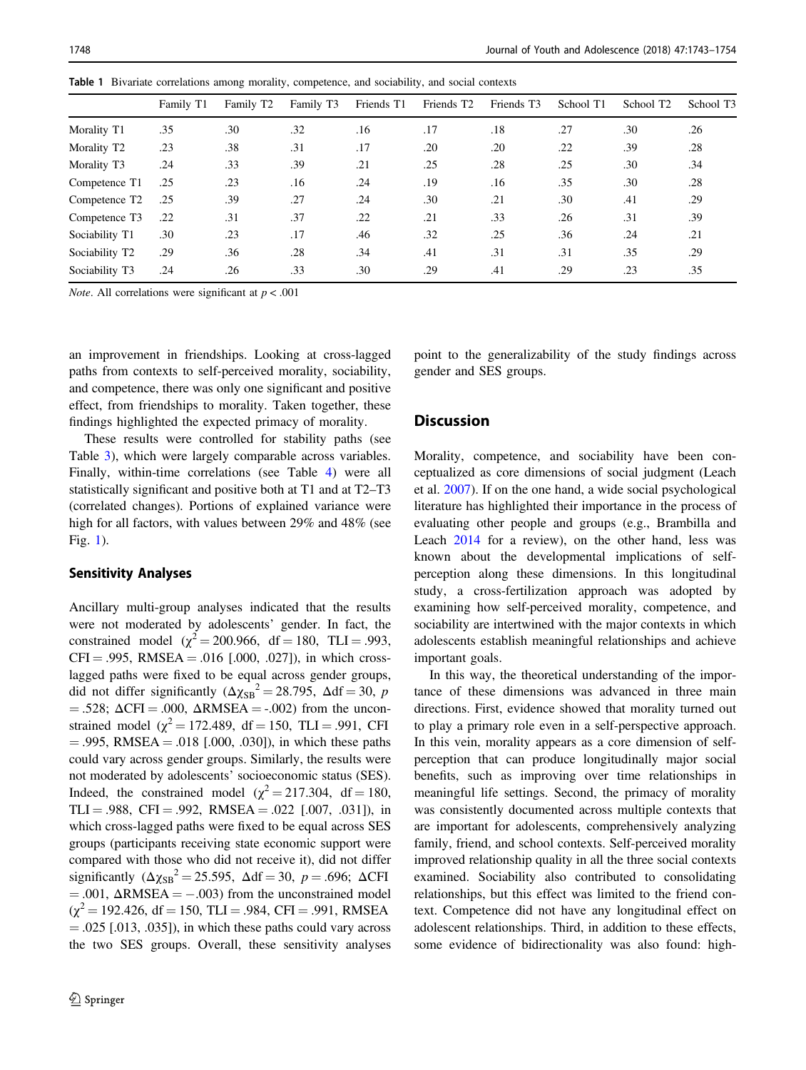Table 1 Bivariate correlations among morality, competence, and sociability, and social contexts

| | Family T1 | Family T2 | Family T3 | Friends T1 | Friends T2 | Friends T3 | School T1 | School T2 | School T3 |
|---|---|---|---|---|---|---|---|---|---|
| Morality T1 | .35 | .30 | .32 | .16 | .17 | .18 | .27 | .30 | .26 |
| Morality T2 | .23 | .38 | .31 | .17 | .20 | .20 | .22 | .39 | .28 |
| Morality T3 | .24 | .33 | .39 | .21 | .25 | .28 | .25 | .30 | .34 |
| Competence T1 | .25 | .23 | .16 | .24 | .19 | .16 | .35 | .30 | .28 |
| Competence T2 | .25 | .39 | .27 | .24 | .30 | .21 | .30 | .41 | .29 |
| Competence T3 | .22 | .31 | .37 | .22 | .21 | .33 | .26 | .31 | .39 |
| Sociability T1 | .30 | .23 | .17 | .46 | .32 | .25 | .36 | .24 | .21 |
| Sociability T2 | .29 | .36 | .28 | .34 | .41 | .31 | .31 | .35 | .29 |
| Sociability T3 | .24 | .26 | .33 | .30 | .29 | .41 | .29 | .23 | .35 |

*Note*. All correlations were significant at $p < .001$

an improvement in friendships. Looking at cross-lagged paths from contexts to self-perceived morality, sociability, and competence, there was only one significant and positive effect, from friendships to morality. Taken together, these findings highlighted the expected primacy of morality.

These results were controlled for stability paths (see Table 3), which were largely comparable across variables. Finally, within-time correlations (see Table 4) were all statistically significant and positive both at T1 and at T2–T3 (correlated changes). Portions of explained variance were high for all factors, with values between 29% and 48% (see Fig. 1).

### Sensitivity Analyses

Ancillary multi-group analyses indicated that the results were not moderated by adolescents' gender. In fact, the constrained model ($\chi^2 = 200.966$, df = 180, TLI = .993, CFI = .995, RMSEA = .016 [.000, .027]), in which cross-lagged paths were fixed to be equal across gender groups, did not differ significantly ($\Delta\chi_{SB}{}^2 = 28.795$, $\Delta$df = 30, $p = .528$; $\Delta$CFI = .000, $\Delta$RMSEA = -.002) from the unconstrained model ($\chi^2 = 172.489$, df = 150, TLI = .991, CFI = .995, RMSEA = .018 [.000, .030]), in which these paths could vary across gender groups. Similarly, the results were not moderated by adolescents' socioeconomic status (SES). Indeed, the constrained model ($\chi^2 = 217.304$, df = 180, TLI = .988, CFI = .992, RMSEA = .022 [.007, .031]), in which cross-lagged paths were fixed to be equal across SES groups (participants receiving state economic support were compared with those who did not receive it), did not differ significantly ($\Delta\chi_{SB}{}^2 = 25.595$, $\Delta$df = 30, $p = .696$; $\Delta$CFI = .001, $\Delta$RMSEA = −.003) from the unconstrained model ($\chi^2 = 192.426$, df = 150, TLI = .984, CFI = .991, RMSEA = .025 [.013, .035]), in which these paths could vary across the two SES groups. Overall, these sensitivity analyses point to the generalizability of the study findings across gender and SES groups.

## Discussion

Morality, competence, and sociability have been conceptualized as core dimensions of social judgment (Leach et al. 2007). If on the one hand, a wide social psychological literature has highlighted their importance in the process of evaluating other people and groups (e.g., Brambilla and Leach 2014 for a review), on the other hand, less was known about the developmental implications of self-perception along these dimensions. In this longitudinal study, a cross-fertilization approach was adopted by examining how self-perceived morality, competence, and sociability are intertwined with the major contexts in which adolescents establish meaningful relationships and achieve important goals.

In this way, the theoretical understanding of the importance of these dimensions was advanced in three main directions. First, evidence showed that morality turned out to play a primary role even in a self-perspective approach. In this vein, morality appears as a core dimension of self-perception that can produce longitudinally major social benefits, such as improving over time relationships in meaningful life settings. Second, the primacy of morality was consistently documented across multiple contexts that are important for adolescents, comprehensively analyzing family, friend, and school contexts. Self-perceived morality improved relationship quality in all the three social contexts examined. Sociability also contributed to consolidating relationships, but this effect was limited to the friend context. Competence did not have any longitudinal effect on adolescent relationships. Third, in addition to these effects, some evidence of bidirectionality was also found: high-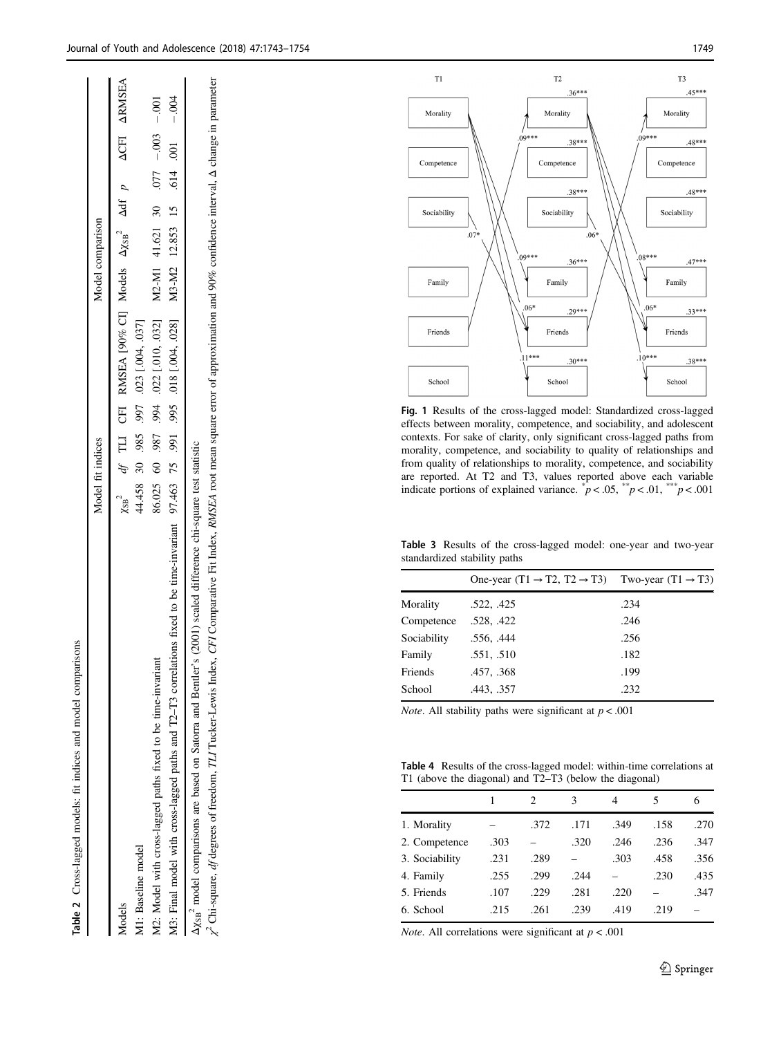**Table 2** Cross-lagged models: fit indices and model comparisons

| Models | Model fit indices | | | | | Model comparison | | | | | |
|---|---|---|---|---|---|---|---|---|---|---|---|
| | $\chi^2_{SB}$ | *df* | TLI | CFI | RMSEA [90% CI] | Models | $\Delta\chi^2_{SB}$ | Δdf | *p* | ΔCFI | ΔRMSEA |
| M1: Baseline model | 44.458 | 30 | .985 | .997 | .023 [.004, .037] | | | | | | |
| M2: Model with cross-lagged paths fixed to be time-invariant | 86.025 | 60 | .987 | .994 | .022 [.010, .032] | M2-M1 | 41.621 | 30 | .077 | −.003 | −.001 |
| M3: Final model with cross-lagged paths and T2–T3 correlations fixed to be time-invariant | 97.463 | 75 | .991 | .995 | .018 [.004, .028] | M3-M2 | 12.853 | 15 | .614 | .001 | −.004 |

$\Delta\chi^2_{SB}$ model comparisons are based on Satorra and Bentler's (2001) scaled difference chi-square test statistic

$\chi^2$ Chi-square, *df* degrees of freedom, *TLI* Tucker-Lewis Index, *CFI* Comparative Fit Index, *RMSEA* root mean square error of approximation and 90% confidence interval, Δ change in parameter

**Fig. 1** Results of the cross-lagged model: Standardized cross-lagged effects between morality, competence, and sociability, and adolescent contexts. For sake of clarity, only significant cross-lagged paths from morality, competence, and sociability to quality of relationships and from quality of relationships to morality, competence, and sociability are reported. At T2 and T3, values reported above each variable indicate portions of explained variance. $^{*}p < .05$, $^{**}p < .01$, $^{***}p < .001$

**Table 3** Results of the cross-lagged model: one-year and two-year standardized stability paths

| | One-year (T1 → T2, T2 → T3) | Two-year (T1 → T3) |
|---|---|---|
| Morality | .522, .425 | .234 |
| Competence | .528, .422 | .246 |
| Sociability | .556, .444 | .256 |
| Family | .551, .510 | .182 |
| Friends | .457, .368 | .199 |
| School | .443, .357 | .232 |

*Note*. All stability paths were significant at $p < .001$

**Table 4** Results of the cross-lagged model: within-time correlations at T1 (above the diagonal) and T2–T3 (below the diagonal)

| | 1 | 2 | 3 | 4 | 5 | 6 |
|---|---|---|---|---|---|---|
| 1. Morality | – | .372 | .171 | .349 | .158 | .270 |
| 2. Competence | .303 | – | .320 | .246 | .236 | .347 |
| 3. Sociability | .231 | .289 | – | .303 | .458 | .356 |
| 4. Family | .255 | .299 | .244 | – | .230 | .435 |
| 5. Friends | .107 | .229 | .281 | .220 | – | .347 |
| 6. School | .215 | .261 | .239 | .419 | .219 | – |

*Note*. All correlations were significant at $p < .001$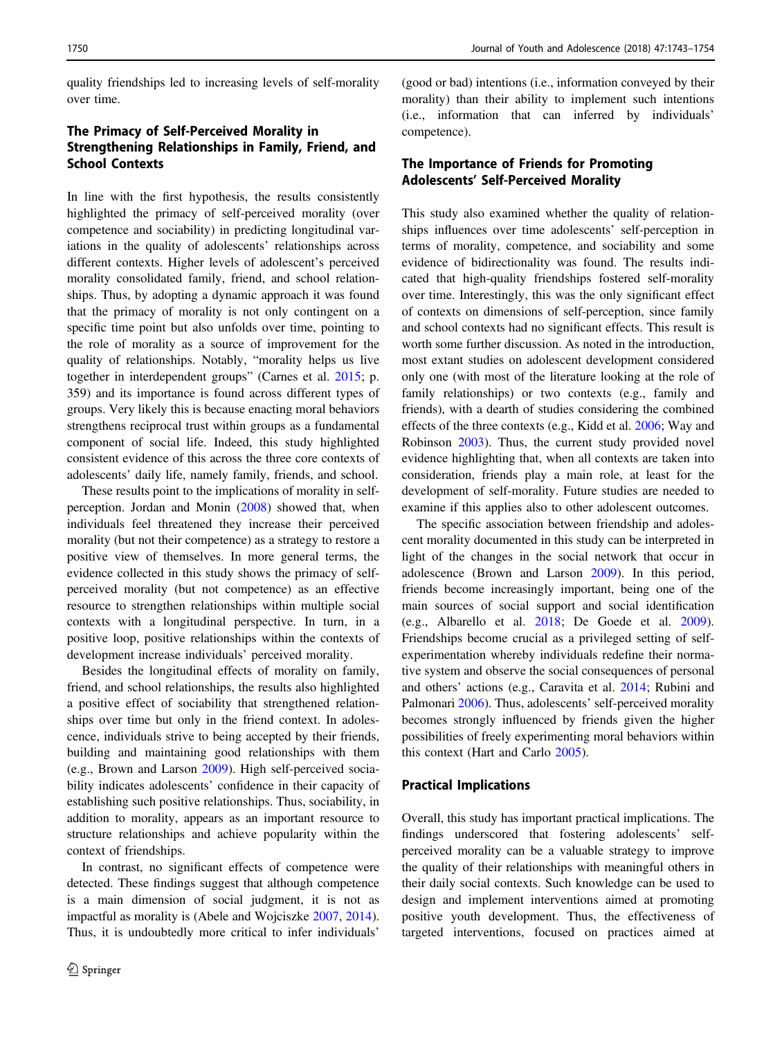quality friendships led to increasing levels of self-morality over time.

### The Primacy of Self-Perceived Morality in Strengthening Relationships in Family, Friend, and School Contexts

In line with the first hypothesis, the results consistently highlighted the primacy of self-perceived morality (over competence and sociability) in predicting longitudinal variations in the quality of adolescents' relationships across different contexts. Higher levels of adolescent's perceived morality consolidated family, friend, and school relationships. Thus, by adopting a dynamic approach it was found that the primacy of morality is not only contingent on a specific time point but also unfolds over time, pointing to the role of morality as a source of improvement for the quality of relationships. Notably, "morality helps us live together in interdependent groups" (Carnes et al. 2015; p. 359) and its importance is found across different types of groups. Very likely this is because enacting moral behaviors strengthens reciprocal trust within groups as a fundamental component of social life. Indeed, this study highlighted consistent evidence of this across the three core contexts of adolescents' daily life, namely family, friends, and school.

These results point to the implications of morality in self-perception. Jordan and Monin (2008) showed that, when individuals feel threatened they increase their perceived morality (but not their competence) as a strategy to restore a positive view of themselves. In more general terms, the evidence collected in this study shows the primacy of self-perceived morality (but not competence) as an effective resource to strengthen relationships within multiple social contexts with a longitudinal perspective. In turn, in a positive loop, positive relationships within the contexts of development increase individuals' perceived morality.

Besides the longitudinal effects of morality on family, friend, and school relationships, the results also highlighted a positive effect of sociability that strengthened relationships over time but only in the friend context. In adolescence, individuals strive to being accepted by their friends, building and maintaining good relationships with them (e.g., Brown and Larson 2009). High self-perceived sociability indicates adolescents' confidence in their capacity of establishing such positive relationships. Thus, sociability, in addition to morality, appears as an important resource to structure relationships and achieve popularity within the context of friendships.

In contrast, no significant effects of competence were detected. These findings suggest that although competence is a main dimension of social judgment, it is not as impactful as morality is (Abele and Wojciszke 2007, 2014). Thus, it is undoubtedly more critical to infer individuals' (good or bad) intentions (i.e., information conveyed by their morality) than their ability to implement such intentions (i.e., information that can inferred by individuals' competence).

### The Importance of Friends for Promoting Adolescents' Self-Perceived Morality

This study also examined whether the quality of relationships influences over time adolescents' self-perception in terms of morality, competence, and sociability and some evidence of bidirectionality was found. The results indicated that high-quality friendships fostered self-morality over time. Interestingly, this was the only significant effect of contexts on dimensions of self-perception, since family and school contexts had no significant effects. This result is worth some further discussion. As noted in the introduction, most extant studies on adolescent development considered only one (with most of the literature looking at the role of family relationships) or two contexts (e.g., family and friends), with a dearth of studies considering the combined effects of the three contexts (e.g., Kidd et al. 2006; Way and Robinson 2003). Thus, the current study provided novel evidence highlighting that, when all contexts are taken into consideration, friends play a main role, at least for the development of self-morality. Future studies are needed to examine if this applies also to other adolescent outcomes.

The specific association between friendship and adolescent morality documented in this study can be interpreted in light of the changes in the social network that occur in adolescence (Brown and Larson 2009). In this period, friends become increasingly important, being one of the main sources of social support and social identification (e.g., Albarello et al. 2018; De Goede et al. 2009). Friendships become crucial as a privileged setting of self-experimentation whereby individuals redefine their normative system and observe the social consequences of personal and others' actions (e.g., Caravita et al. 2014; Rubini and Palmonari 2006). Thus, adolescents' self-perceived morality becomes strongly influenced by friends given the higher possibilities of freely experimenting moral behaviors within this context (Hart and Carlo 2005).

### Practical Implications

Overall, this study has important practical implications. The findings underscored that fostering adolescents' self-perceived morality can be a valuable strategy to improve the quality of their relationships with meaningful others in their daily social contexts. Such knowledge can be used to design and implement interventions aimed at promoting positive youth development. Thus, the effectiveness of targeted interventions, focused on practices aimed at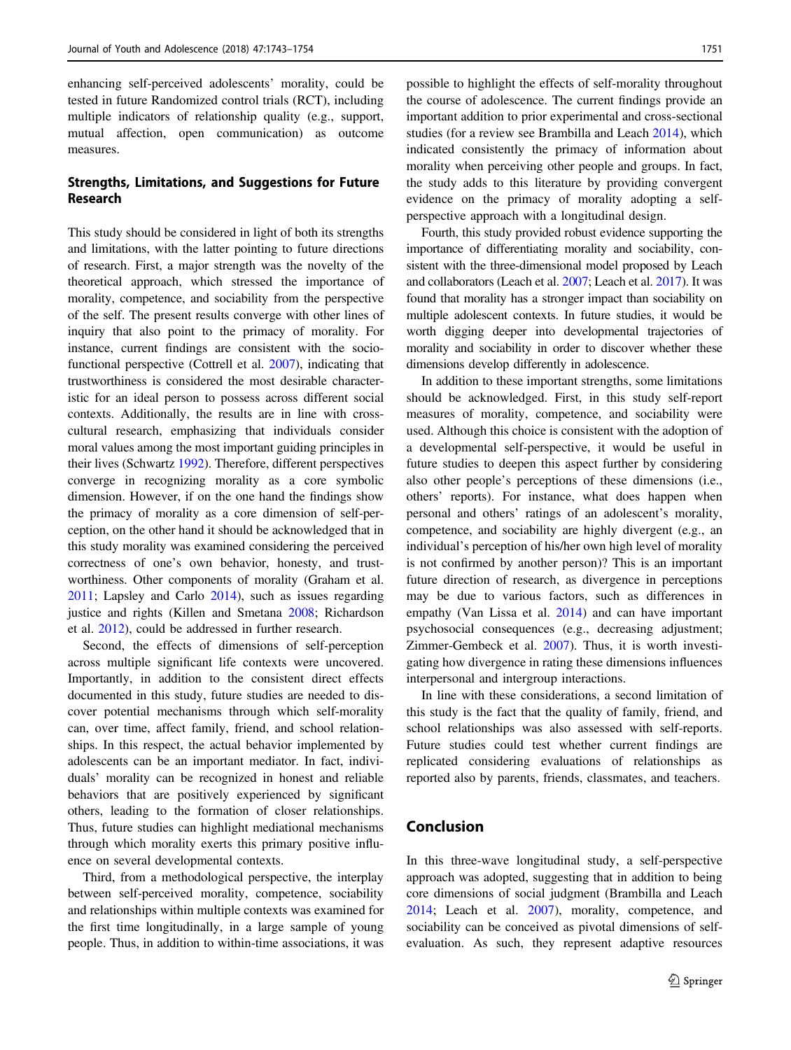enhancing self-perceived adolescents' morality, could be tested in future Randomized control trials (RCT), including multiple indicators of relationship quality (e.g., support, mutual affection, open communication) as outcome measures.

## Strengths, Limitations, and Suggestions for Future Research

This study should be considered in light of both its strengths and limitations, with the latter pointing to future directions of research. First, a major strength was the novelty of the theoretical approach, which stressed the importance of morality, competence, and sociability from the perspective of the self. The present results converge with other lines of inquiry that also point to the primacy of morality. For instance, current findings are consistent with the socio-functional perspective (Cottrell et al. 2007), indicating that trustworthiness is considered the most desirable characteristic for an ideal person to possess across different social contexts. Additionally, the results are in line with cross-cultural research, emphasizing that individuals consider moral values among the most important guiding principles in their lives (Schwartz 1992). Therefore, different perspectives converge in recognizing morality as a core symbolic dimension. However, if on the one hand the findings show the primacy of morality as a core dimension of self-perception, on the other hand it should be acknowledged that in this study morality was examined considering the perceived correctness of one's own behavior, honesty, and trustworthiness. Other components of morality (Graham et al. 2011; Lapsley and Carlo 2014), such as issues regarding justice and rights (Killen and Smetana 2008; Richardson et al. 2012), could be addressed in further research.

Second, the effects of dimensions of self-perception across multiple significant life contexts were uncovered. Importantly, in addition to the consistent direct effects documented in this study, future studies are needed to discover potential mechanisms through which self-morality can, over time, affect family, friend, and school relationships. In this respect, the actual behavior implemented by adolescents can be an important mediator. In fact, individuals' morality can be recognized in honest and reliable behaviors that are positively experienced by significant others, leading to the formation of closer relationships. Thus, future studies can highlight mediational mechanisms through which morality exerts this primary positive influence on several developmental contexts.

Third, from a methodological perspective, the interplay between self-perceived morality, competence, sociability and relationships within multiple contexts was examined for the first time longitudinally, in a large sample of young people. Thus, in addition to within-time associations, it was possible to highlight the effects of self-morality throughout the course of adolescence. The current findings provide an important addition to prior experimental and cross-sectional studies (for a review see Brambilla and Leach 2014), which indicated consistently the primacy of information about morality when perceiving other people and groups. In fact, the study adds to this literature by providing convergent evidence on the primacy of morality adopting a self-perspective approach with a longitudinal design.

Fourth, this study provided robust evidence supporting the importance of differentiating morality and sociability, consistent with the three-dimensional model proposed by Leach and collaborators (Leach et al. 2007; Leach et al. 2017). It was found that morality has a stronger impact than sociability on multiple adolescent contexts. In future studies, it would be worth digging deeper into developmental trajectories of morality and sociability in order to discover whether these dimensions develop differently in adolescence.

In addition to these important strengths, some limitations should be acknowledged. First, in this study self-report measures of morality, competence, and sociability were used. Although this choice is consistent with the adoption of a developmental self-perspective, it would be useful in future studies to deepen this aspect further by considering also other people's perceptions of these dimensions (i.e., others' reports). For instance, what does happen when personal and others' ratings of an adolescent's morality, competence, and sociability are highly divergent (e.g., an individual's perception of his/her own high level of morality is not confirmed by another person)? This is an important future direction of research, as divergence in perceptions may be due to various factors, such as differences in empathy (Van Lissa et al. 2014) and can have important psychosocial consequences (e.g., decreasing adjustment; Zimmer-Gembeck et al. 2007). Thus, it is worth investigating how divergence in rating these dimensions influences interpersonal and intergroup interactions.

In line with these considerations, a second limitation of this study is the fact that the quality of family, friend, and school relationships was also assessed with self-reports. Future studies could test whether current findings are replicated considering evaluations of relationships as reported also by parents, friends, classmates, and teachers.

## Conclusion

In this three-wave longitudinal study, a self-perspective approach was adopted, suggesting that in addition to being core dimensions of social judgment (Brambilla and Leach 2014; Leach et al. 2007), morality, competence, and sociability can be conceived as pivotal dimensions of self-evaluation. As such, they represent adaptive resources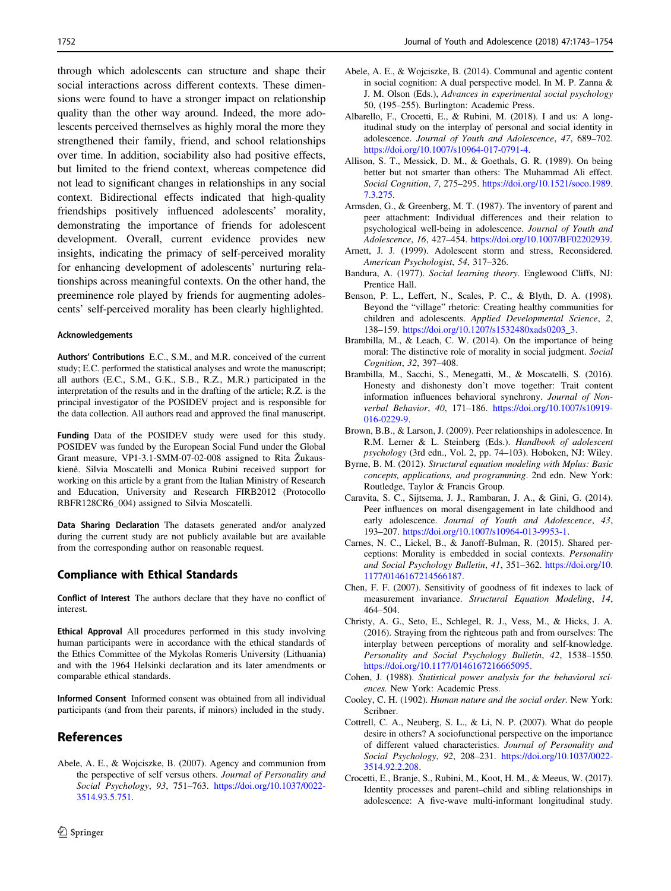through which adolescents can structure and shape their social interactions across different contexts. These dimensions were found to have a stronger impact on relationship quality than the other way around. Indeed, the more adolescents perceived themselves as highly moral the more they strengthened their family, friend, and school relationships over time. In addition, sociability also had positive effects, but limited to the friend context, whereas competence did not lead to significant changes in relationships in any social context. Bidirectional effects indicated that high-quality friendships positively influenced adolescents' morality, demonstrating the importance of friends for adolescent development. Overall, current evidence provides new insights, indicating the primacy of self-perceived morality for enhancing development of adolescents' nurturing relationships across meaningful contexts. On the other hand, the preeminence role played by friends for augmenting adolescents' self-perceived morality has been clearly highlighted.

#### Acknowledgements

**Authors' Contributions** E.C., S.M., and M.R. conceived of the current study; E.C. performed the statistical analyses and wrote the manuscript; all authors (E.C., S.M., G.K., S.B., R.Z., M.R.) participated in the interpretation of the results and in the drafting of the article; R.Z. is the principal investigator of the POSIDEV project and is responsible for the data collection. All authors read and approved the final manuscript.

**Funding** Data of the POSIDEV study were used for this study. POSIDEV was funded by the European Social Fund under the Global Grant measure, VP1-3.1-SMM-07-02-008 assigned to Rita Žukauskienė. Silvia Moscatelli and Monica Rubini received support for working on this article by a grant from the Italian Ministry of Research and Education, University and Research FIRB2012 (Protocollo RBFR128CR6_004) assigned to Silvia Moscatelli.

**Data Sharing Declaration** The datasets generated and/or analyzed during the current study are not publicly available but are available from the corresponding author on reasonable request.

## Compliance with Ethical Standards

**Conflict of Interest** The authors declare that they have no conflict of interest.

**Ethical Approval** All procedures performed in this study involving human participants were in accordance with the ethical standards of the Ethics Committee of the Mykolas Romeris University (Lithuania) and with the 1964 Helsinki declaration and its later amendments or comparable ethical standards.

**Informed Consent** Informed consent was obtained from all individual participants (and from their parents, if minors) included in the study.

## References

Abele, A. E., & Wojciszke, B. (2007). Agency and communion from the perspective of self versus others. *Journal of Personality and Social Psychology*, *93*, 751–763. https://doi.org/10.1037/0022-3514.93.5.751.

Abele, A. E., & Wojciszke, B. (2014). Communal and agentic content in social cognition: A dual perspective model. In M. P. Zanna & J. M. Olson (Eds.), *Advances in experimental social psychology* 50, (195–255). Burlington: Academic Press.

Albarello, F., Crocetti, E., & Rubini, M. (2018). I and us: A longitudinal study on the interplay of personal and social identity in adolescence. *Journal of Youth and Adolescence*, *47*, 689–702. https://doi.org/10.1007/s10964-017-0791-4.

Allison, S. T., Messick, D. M., & Goethals, G. R. (1989). On being better but not smarter than others: The Muhammad Ali effect. *Social Cognition*, *7*, 275–295. https://doi.org/10.1521/soco.1989.7.3.275.

Armsden, G., & Greenberg, M. T. (1987). The inventory of parent and peer attachment: Individual differences and their relation to psychological well-being in adolescence. *Journal of Youth and Adolescence*, *16*, 427–454. https://doi.org/10.1007/BF02202939.

Arnett, J. J. (1999). Adolescent storm and stress, Reconsidered. *American Psychologist*, *54*, 317–326.

Bandura, A. (1977). *Social learning theory*. Englewood Cliffs, NJ: Prentice Hall.

Benson, P. L., Leffert, N., Scales, P. C., & Blyth, D. A. (1998). Beyond the "village" rhetoric: Creating healthy communities for children and adolescents. *Applied Developmental Science*, *2*, 138–159. https://doi.org/10.1207/s1532480xads0203_3.

Brambilla, M., & Leach, C. W. (2014). On the importance of being moral: The distinctive role of morality in social judgment. *Social Cognition*, *32*, 397–408.

Brambilla, M., Sacchi, S., Menegatti, M., & Moscatelli, S. (2016). Honesty and dishonesty don't move together: Trait content information influences behavioral synchrony. *Journal of Nonverbal Behavior*, *40*, 171–186. https://doi.org/10.1007/s10919-016-0229-9.

Brown, B.B., & Larson, J. (2009). Peer relationships in adolescence. In R.M. Lerner & L. Steinberg (Eds.). *Handbook of adolescent psychology* (3rd edn., Vol. 2, pp. 74–103). Hoboken, NJ: Wiley.

Byrne, B. M. (2012). *Structural equation modeling with Mplus: Basic concepts, applications, and programming*. 2nd edn. New York: Routledge, Taylor & Francis Group.

Caravita, S. C., Sijtsema, J. J., Rambaran, J. A., & Gini, G. (2014). Peer influences on moral disengagement in late childhood and early adolescence. *Journal of Youth and Adolescence*, *43*, 193–207. https://doi.org/10.1007/s10964-013-9953-1.

Carnes, N. C., Lickel, B., & Janoff-Bulman, R. (2015). Shared perceptions: Morality is embedded in social contexts. *Personality and Social Psychology Bulletin*, *41*, 351–362. https://doi.org/10.1177/0146167214566187.

Chen, F. F. (2007). Sensitivity of goodness of fit indexes to lack of measurement invariance. *Structural Equation Modeling*, *14*, 464–504.

Christy, A. G., Seto, E., Schlegel, R. J., Vess, M., & Hicks, J. A. (2016). Straying from the righteous path and from ourselves: The interplay between perceptions of morality and self-knowledge. *Personality and Social Psychology Bulletin*, *42*, 1538–1550. https://doi.org/10.1177/0146167216665095.

Cohen, J. (1988). *Statistical power analysis for the behavioral sciences*. New York: Academic Press.

Cooley, C. H. (1902). *Human nature and the social order*. New York: Scribner.

Cottrell, C. A., Neuberg, S. L., & Li, N. P. (2007). What do people desire in others? A sociofunctional perspective on the importance of different valued characteristics. *Journal of Personality and Social Psychology*, *92*, 208–231. https://doi.org/10.1037/0022-3514.92.2.208.

Crocetti, E., Branje, S., Rubini, M., Koot, H. M., & Meeus, W. (2017). Identity processes and parent–child and sibling relationships in adolescence: A five-wave multi-informant longitudinal study.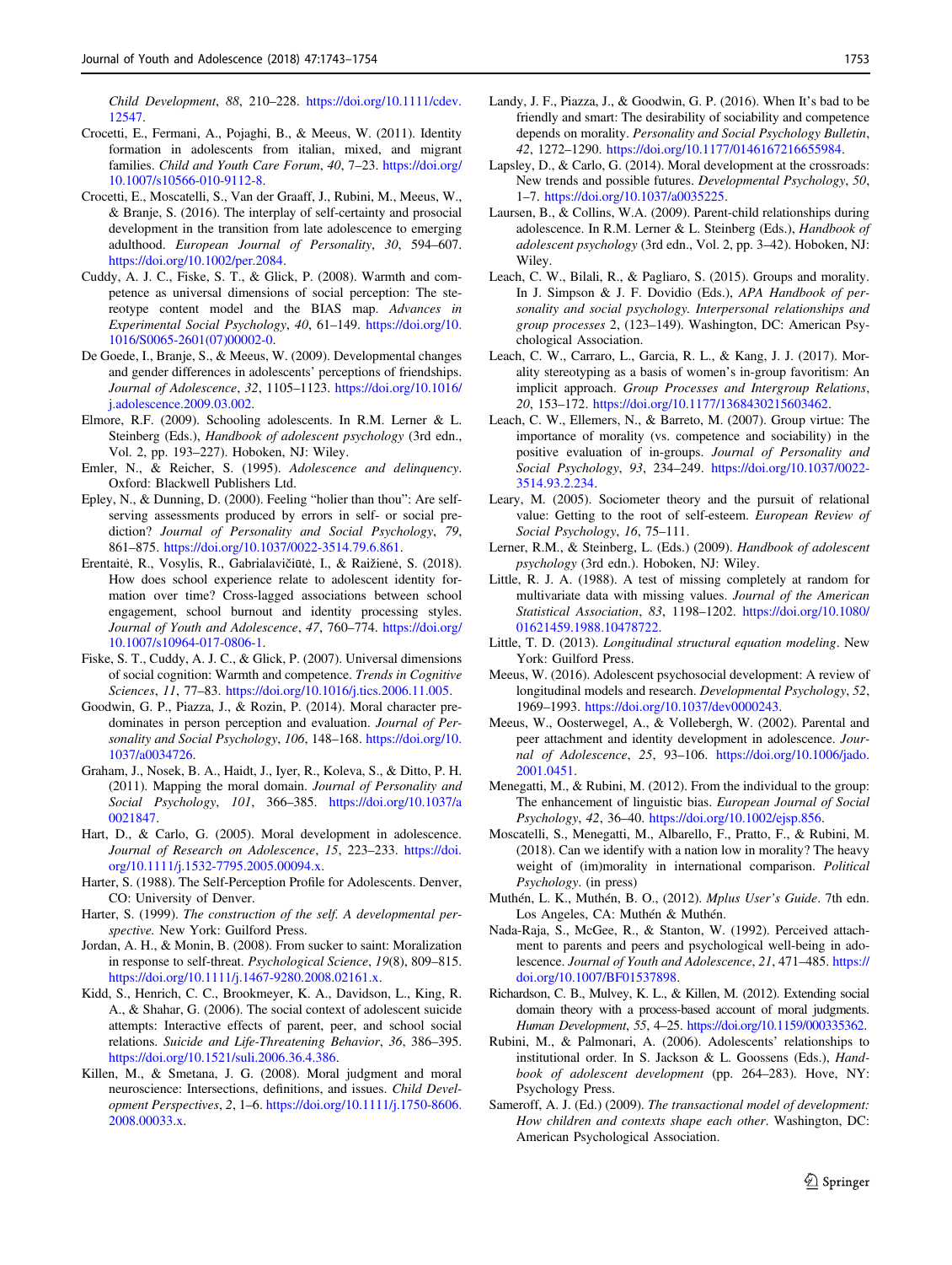Child Development, 88, 210–228. https://doi.org/10.1111/cdev.12547.

Crocetti, E., Fermani, A., Pojaghi, B., & Meeus, W. (2011). Identity formation in adolescents from italian, mixed, and migrant families. *Child and Youth Care Forum*, *40*, 7–23. https://doi.org/10.1007/s10566-010-9112-8.

Crocetti, E., Moscatelli, S., Van der Graaff, J., Rubini, M., Meeus, W., & Branje, S. (2016). The interplay of self-certainty and prosocial development in the transition from late adolescence to emerging adulthood. *European Journal of Personality*, *30*, 594–607. https://doi.org/10.1002/per.2084.

Cuddy, A. J. C., Fiske, S. T., & Glick, P. (2008). Warmth and competence as universal dimensions of social perception: The stereotype content model and the BIAS map. *Advances in Experimental Social Psychology*, *40*, 61–149. https://doi.org/10.1016/S0065-2601(07)00002-0.

De Goede, I., Branje, S., & Meeus, W. (2009). Developmental changes and gender differences in adolescents' perceptions of friendships. *Journal of Adolescence*, *32*, 1105–1123. https://doi.org/10.1016/j.adolescence.2009.03.002.

Elmore, R.F. (2009). Schooling adolescents. In R.M. Lerner & L. Steinberg (Eds.), *Handbook of adolescent psychology* (3rd edn., Vol. 2, pp. 193–227). Hoboken, NJ: Wiley.

Emler, N., & Reicher, S. (1995). *Adolescence and delinquency*. Oxford: Blackwell Publishers Ltd.

Epley, N., & Dunning, D. (2000). Feeling "holier than thou": Are self-serving assessments produced by errors in self- or social prediction? *Journal of Personality and Social Psychology*, *79*, 861–875. https://doi.org/10.1037/0022-3514.79.6.861.

Erentaitė, R., Vosylis, R., Gabrialavičiūtė, I., & Raižienė, S. (2018). How does school experience relate to adolescent identity formation over time? Cross-lagged associations between school engagement, school burnout and identity processing styles. *Journal of Youth and Adolescence*, *47*, 760–774. https://doi.org/10.1007/s10964-017-0806-1.

Fiske, S. T., Cuddy, A. J. C., & Glick, P. (2007). Universal dimensions of social cognition: Warmth and competence. *Trends in Cognitive Sciences*, *11*, 77–83. https://doi.org/10.1016/j.tics.2006.11.005.

Goodwin, G. P., Piazza, J., & Rozin, P. (2014). Moral character predominates in person perception and evaluation. *Journal of Personality and Social Psychology*, *106*, 148–168. https://doi.org/10.1037/a0034726.

Graham, J., Nosek, B. A., Haidt, J., Iyer, R., Koleva, S., & Ditto, P. H. (2011). Mapping the moral domain. *Journal of Personality and Social Psychology*, *101*, 366–385. https://doi.org/10.1037/a0021847.

Hart, D., & Carlo, G. (2005). Moral development in adolescence. *Journal of Research on Adolescence*, *15*, 223–233. https://doi.org/10.1111/j.1532-7795.2005.00094.x.

Harter, S. (1988). The Self-Perception Profile for Adolescents. Denver, CO: University of Denver.

Harter, S. (1999). *The construction of the self. A developmental perspective*. New York: Guilford Press.

Jordan, A. H., & Monin, B. (2008). From sucker to saint: Moralization in response to self-threat. *Psychological Science*, *19*(8), 809–815. https://doi.org/10.1111/j.1467-9280.2008.02161.x.

Kidd, S., Henrich, C. C., Brookmeyer, K. A., Davidson, L., King, R. A., & Shahar, G. (2006). The social context of adolescent suicide attempts: Interactive effects of parent, peer, and school social relations. *Suicide and Life-Threatening Behavior*, *36*, 386–395. https://doi.org/10.1521/suli.2006.36.4.386.

Killen, M., & Smetana, J. G. (2008). Moral judgment and moral neuroscience: Intersections, definitions, and issues. *Child Development Perspectives*, *2*, 1–6. https://doi.org/10.1111/j.1750-8606.2008.00033.x.

Landy, J. F., Piazza, J., & Goodwin, G. P. (2016). When It's bad to be friendly and smart: The desirability of sociability and competence depends on morality. *Personality and Social Psychology Bulletin*, *42*, 1272–1290. https://doi.org/10.1177/0146167216655984.

Lapsley, D., & Carlo, G. (2014). Moral development at the crossroads: New trends and possible futures. *Developmental Psychology*, *50*, 1–7. https://doi.org/10.1037/a0035225.

Laursen, B., & Collins, W.A. (2009). Parent-child relationships during adolescence. In R.M. Lerner & L. Steinberg (Eds.), *Handbook of adolescent psychology* (3rd edn., Vol. 2, pp. 3–42). Hoboken, NJ: Wiley.

Leach, C. W., Bilali, R., & Pagliaro, S. (2015). Groups and morality. In J. Simpson & J. F. Dovidio (Eds.), *APA Handbook of personality and social psychology. Interpersonal relationships and group processes* 2, (123–149). Washington, DC: American Psychological Association.

Leach, C. W., Carraro, L., Garcia, R. L., & Kang, J. J. (2017). Morality stereotyping as a basis of women's in-group favoritism: An implicit approach. *Group Processes and Intergroup Relations*, *20*, 153–172. https://doi.org/10.1177/1368430215603462.

Leach, C. W., Ellemers, N., & Barreto, M. (2007). Group virtue: The importance of morality (vs. competence and sociability) in the positive evaluation of in-groups. *Journal of Personality and Social Psychology*, *93*, 234–249. https://doi.org/10.1037/0022-3514.93.2.234.

Leary, M. (2005). Sociometer theory and the pursuit of relational value: Getting to the root of self-esteem. *European Review of Social Psychology*, *16*, 75–111.

Lerner, R.M., & Steinberg, L. (Eds.) (2009). *Handbook of adolescent psychology* (3rd edn.). Hoboken, NJ: Wiley.

Little, R. J. A. (1988). A test of missing completely at random for multivariate data with missing values. *Journal of the American Statistical Association*, *83*, 1198–1202. https://doi.org/10.1080/01621459.1988.10478722.

Little, T. D. (2013). *Longitudinal structural equation modeling*. New York: Guilford Press.

Meeus, W. (2016). Adolescent psychosocial development: A review of longitudinal models and research. *Developmental Psychology*, *52*, 1969–1993. https://doi.org/10.1037/dev0000243.

Meeus, W., Oosterwegel, A., & Vollebergh, W. (2002). Parental and peer attachment and identity development in adolescence. *Journal of Adolescence*, *25*, 93–106. https://doi.org/10.1006/jado.2001.0451.

Menegatti, M., & Rubini, M. (2012). From the individual to the group: The enhancement of linguistic bias. *European Journal of Social Psychology*, *42*, 36–40. https://doi.org/10.1002/ejsp.856.

Moscatelli, S., Menegatti, M., Albarello, F., Pratto, F., & Rubini, M. (2018). Can we identify with a nation low in morality? The heavy weight of (im)morality in international comparison. *Political Psychology*. (in press)

Muthén, L. K., Muthén, B. O., (2012). *Mplus User's Guide*. 7th edn. Los Angeles, CA: Muthén & Muthén.

Nada-Raja, S., McGee, R., & Stanton, W. (1992). Perceived attachment to parents and peers and psychological well-being in adolescence. *Journal of Youth and Adolescence*, *21*, 471–485. https://doi.org/10.1007/BF01537898.

Richardson, C. B., Mulvey, K. L., & Killen, M. (2012). Extending social domain theory with a process-based account of moral judgments. *Human Development*, *55*, 4–25. https://doi.org/10.1159/000335362.

Rubini, M., & Palmonari, A. (2006). Adolescents' relationships to institutional order. In S. Jackson & L. Goossens (Eds.), *Handbook of adolescent development* (pp. 264–283). Hove, NY: Psychology Press.

Sameroff, A. J. (Ed.) (2009). *The transactional model of development: How children and contexts shape each other*. Washington, DC: American Psychological Association.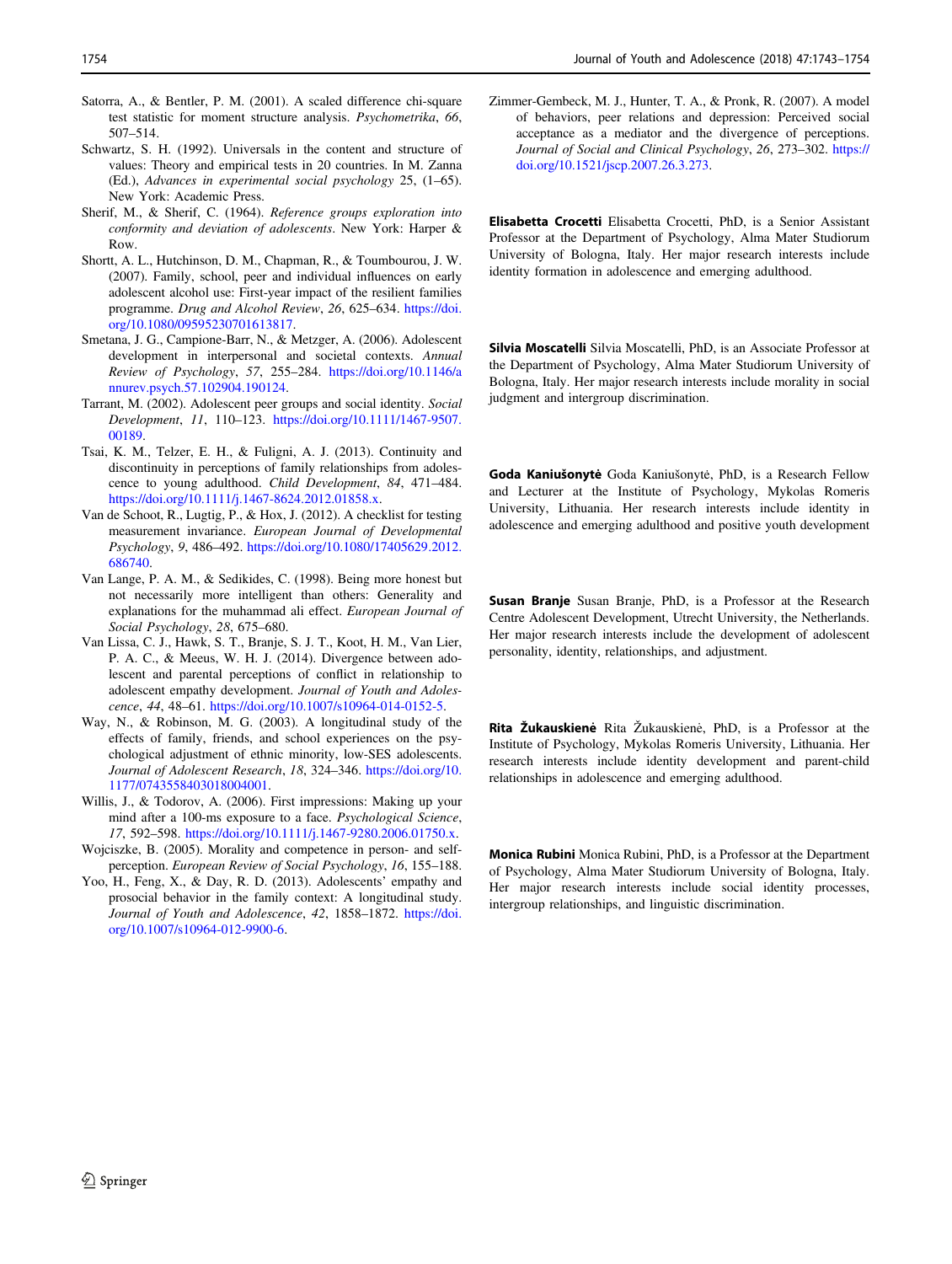Satorra, A., & Bentler, P. M. (2001). A scaled difference chi-square test statistic for moment structure analysis. *Psychometrika*, *66*, 507–514.

Schwartz, S. H. (1992). Universals in the content and structure of values: Theory and empirical tests in 20 countries. In M. Zanna (Ed.), *Advances in experimental social psychology* 25, (1–65). New York: Academic Press.

Sherif, M., & Sherif, C. (1964). *Reference groups exploration into conformity and deviation of adolescents*. New York: Harper & Row.

Shortt, A. L., Hutchinson, D. M., Chapman, R., & Toumbourou, J. W. (2007). Family, school, peer and individual influences on early adolescent alcohol use: First-year impact of the resilient families programme. *Drug and Alcohol Review*, *26*, 625–634. https://doi.org/10.1080/09595230701613817.

Smetana, J. G., Campione-Barr, N., & Metzger, A. (2006). Adolescent development in interpersonal and societal contexts. *Annual Review of Psychology*, *57*, 255–284. https://doi.org/10.1146/annurev.psych.57.102904.190124.

Tarrant, M. (2002). Adolescent peer groups and social identity. *Social Development*, *11*, 110–123. https://doi.org/10.1111/1467-9507.00189.

Tsai, K. M., Telzer, E. H., & Fuligni, A. J. (2013). Continuity and discontinuity in perceptions of family relationships from adolescence to young adulthood. *Child Development*, *84*, 471–484. https://doi.org/10.1111/j.1467-8624.2012.01858.x.

Van de Schoot, R., Lugtig, P., & Hox, J. (2012). A checklist for testing measurement invariance. *European Journal of Developmental Psychology*, *9*, 486–492. https://doi.org/10.1080/17405629.2012.686740.

Van Lange, P. A. M., & Sedikides, C. (1998). Being more honest but not necessarily more intelligent than others: Generality and explanations for the muhammad ali effect. *European Journal of Social Psychology*, *28*, 675–680.

Van Lissa, C. J., Hawk, S. T., Branje, S. J. T., Koot, H. M., Van Lier, P. A. C., & Meeus, W. H. J. (2014). Divergence between adolescent and parental perceptions of conflict in relationship to adolescent empathy development. *Journal of Youth and Adolescence*, *44*, 48–61. https://doi.org/10.1007/s10964-014-0152-5.

Way, N., & Robinson, M. G. (2003). A longitudinal study of the effects of family, friends, and school experiences on the psychological adjustment of ethnic minority, low-SES adolescents. *Journal of Adolescent Research*, *18*, 324–346. https://doi.org/10.1177/0743558403018004001.

Willis, J., & Todorov, A. (2006). First impressions: Making up your mind after a 100-ms exposure to a face. *Psychological Science*, *17*, 592–598. https://doi.org/10.1111/j.1467-9280.2006.01750.x.

Wojciszke, B. (2005). Morality and competence in person- and self-perception. *European Review of Social Psychology*, *16*, 155–188.

Yoo, H., Feng, X., & Day, R. D. (2013). Adolescents' empathy and prosocial behavior in the family context: A longitudinal study. *Journal of Youth and Adolescence*, *42*, 1858–1872. https://doi.org/10.1007/s10964-012-9900-6.

Zimmer-Gembeck, M. J., Hunter, T. A., & Pronk, R. (2007). A model of behaviors, peer relations and depression: Perceived social acceptance as a mediator and the divergence of perceptions. *Journal of Social and Clinical Psychology*, *26*, 273–302. https://doi.org/10.1521/jscp.2007.26.3.273.

**Elisabetta Crocetti** Elisabetta Crocetti, PhD, is a Senior Assistant Professor at the Department of Psychology, Alma Mater Studiorum University of Bologna, Italy. Her major research interests include identity formation in adolescence and emerging adulthood.

**Silvia Moscatelli** Silvia Moscatelli, PhD, is an Associate Professor at the Department of Psychology, Alma Mater Studiorum University of Bologna, Italy. Her major research interests include morality in social judgment and intergroup discrimination.

**Goda Kaniušonytė** Goda Kaniušonytė, PhD, is a Research Fellow and Lecturer at the Institute of Psychology, Mykolas Romeris University, Lithuania. Her research interests include identity in adolescence and emerging adulthood and positive youth development

**Susan Branje** Susan Branje, PhD, is a Professor at the Research Centre Adolescent Development, Utrecht University, the Netherlands. Her major research interests include the development of adolescent personality, identity, relationships, and adjustment.

**Rita Žukauskienė** Rita Žukauskienė, PhD, is a Professor at the Institute of Psychology, Mykolas Romeris University, Lithuania. Her research interests include identity development and parent-child relationships in adolescence and emerging adulthood.

**Monica Rubini** Monica Rubini, PhD, is a Professor at the Department of Psychology, Alma Mater Studiorum University of Bologna, Italy. Her major research interests include social identity processes, intergroup relationships, and linguistic discrimination.